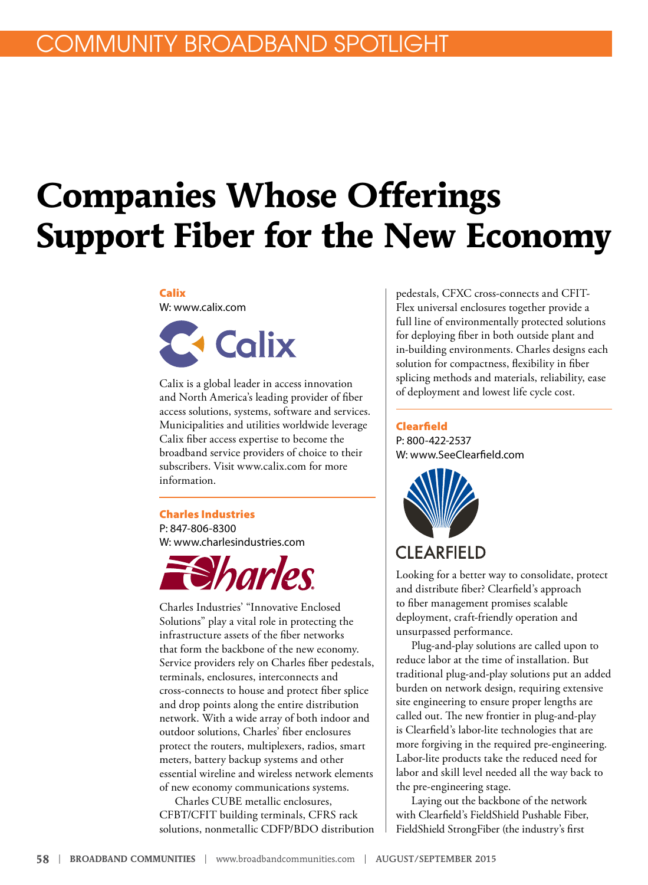COMMUNITY BROADBAND SPOTLIGHT

# Companies Whose Offerings Support Fiber for the New Economy

### Calix

W: www.calix.com

Calix is a global leader in access innovation and North America's leading provider of fiber access solutions, systems, software and services. Municipalities and utilities worldwide leverage Calix fiber access expertise to become the broadband service providers of choice to their subscribers. Visit www.calix.com for more information.

### Charles Industries

P: 847-806-8300
W: www.charlesindustries.com

Charles Industries' "Innovative Enclosed Solutions" play a vital role in protecting the infrastructure assets of the fiber networks that form the backbone of the new economy. Service providers rely on Charles fiber pedestals, terminals, enclosures, interconnects and cross-connects to house and protect fiber splice and drop points along the entire distribution network. With a wide array of both indoor and outdoor solutions, Charles' fiber enclosures protect the routers, multiplexers, radios, smart meters, battery backup systems and other essential wireline and wireless network elements of new economy communications systems.

Charles CUBE metallic enclosures, CFBT/CFIT building terminals, CFRS rack solutions, nonmetallic CDFP/BDO distribution pedestals, CFXC cross-connects and CFIT-Flex universal enclosures together provide a full line of environmentally protected solutions for deploying fiber in both outside plant and in-building environments. Charles designs each solution for compactness, flexibility in fiber splicing methods and materials, reliability, ease of deployment and lowest life cycle cost.

### Clearfield

P: 800-422-2537
W: www.SeeClearfield.com

Looking for a better way to consolidate, protect and distribute fiber? Clearfield's approach to fiber management promises scalable deployment, craft-friendly operation and unsurpassed performance.

Plug-and-play solutions are called upon to reduce labor at the time of installation. But traditional plug-and-play solutions put an added burden on network design, requiring extensive site engineering to ensure proper lengths are called out. The new frontier in plug-and-play is Clearfield's labor-lite technologies that are more forgiving in the required pre-engineering. Labor-lite products take the reduced need for labor and skill level needed all the way back to the pre-engineering stage.

Laying out the backbone of the network with Clearfield's FieldShield Pushable Fiber, FieldShield StrongFiber (the industry's first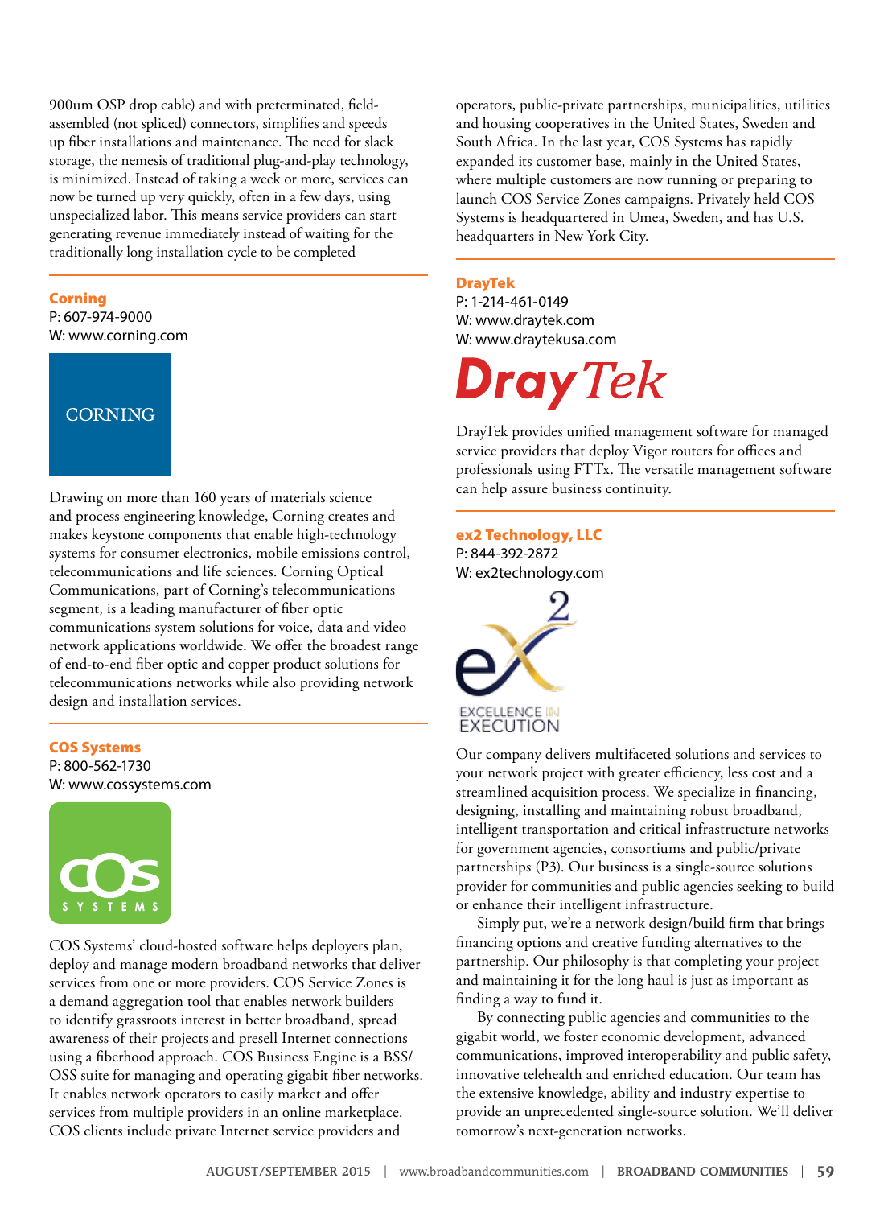900um OSP drop cable) and with preterminated, field-assembled (not spliced) connectors, simplifies and speeds up fiber installations and maintenance. The need for slack storage, the nemesis of traditional plug-and-play technology, is minimized. Instead of taking a week or more, services can now be turned up very quickly, often in a few days, using unspecialized labor. This means service providers can start generating revenue immediately instead of waiting for the traditionally long installation cycle to be completed

## Corning

P: 607-974-9000
W: www.corning.com

Drawing on more than 160 years of materials science and process engineering knowledge, Corning creates and makes keystone components that enable high-technology systems for consumer electronics, mobile emissions control, telecommunications and life sciences. Corning Optical Communications, part of Corning's telecommunications segment, is a leading manufacturer of fiber optic communications system solutions for voice, data and video network applications worldwide. We offer the broadest range of end-to-end fiber optic and copper product solutions for telecommunications networks while also providing network design and installation services.

## COS Systems

P: 800-562-1730
W: www.cossystems.com

COS Systems' cloud-hosted software helps deployers plan, deploy and manage modern broadband networks that deliver services from one or more providers. COS Service Zones is a demand aggregation tool that enables network builders to identify grassroots interest in better broadband, spread awareness of their projects and presell Internet connections using a fiberhood approach. COS Business Engine is a BSS/OSS suite for managing and operating gigabit fiber networks. It enables network operators to easily market and offer services from multiple providers in an online marketplace. COS clients include private Internet service providers and operators, public-private partnerships, municipalities, utilities and housing cooperatives in the United States, Sweden and South Africa. In the last year, COS Systems has rapidly expanded its customer base, mainly in the United States, where multiple customers are now running or preparing to launch COS Service Zones campaigns. Privately held COS Systems is headquartered in Umea, Sweden, and has U.S. headquarters in New York City.

## DrayTek

P: 1-214-461-0149
W: www.draytek.com
W: www.draytekusa.com

DrayTek provides unified management software for managed service providers that deploy Vigor routers for offices and professionals using FTTx. The versatile management software can help assure business continuity.

## ex2 Technology, LLC

P: 844-392-2872
W: ex2technology.com

Our company delivers multifaceted solutions and services to your network project with greater efficiency, less cost and a streamlined acquisition process. We specialize in financing, designing, installing and maintaining robust broadband, intelligent transportation and critical infrastructure networks for government agencies, consortiums and public/private partnerships (P3). Our business is a single-source solutions provider for communities and public agencies seeking to build or enhance their intelligent infrastructure.

Simply put, we're a network design/build firm that brings financing options and creative funding alternatives to the partnership. Our philosophy is that completing your project and maintaining it for the long haul is just as important as finding a way to fund it.

By connecting public agencies and communities to the gigabit world, we foster economic development, advanced communications, improved interoperability and public safety, innovative telehealth and enriched education. Our team has the extensive knowledge, ability and industry expertise to provide an unprecedented single-source solution. We'll deliver tomorrow's next-generation networks.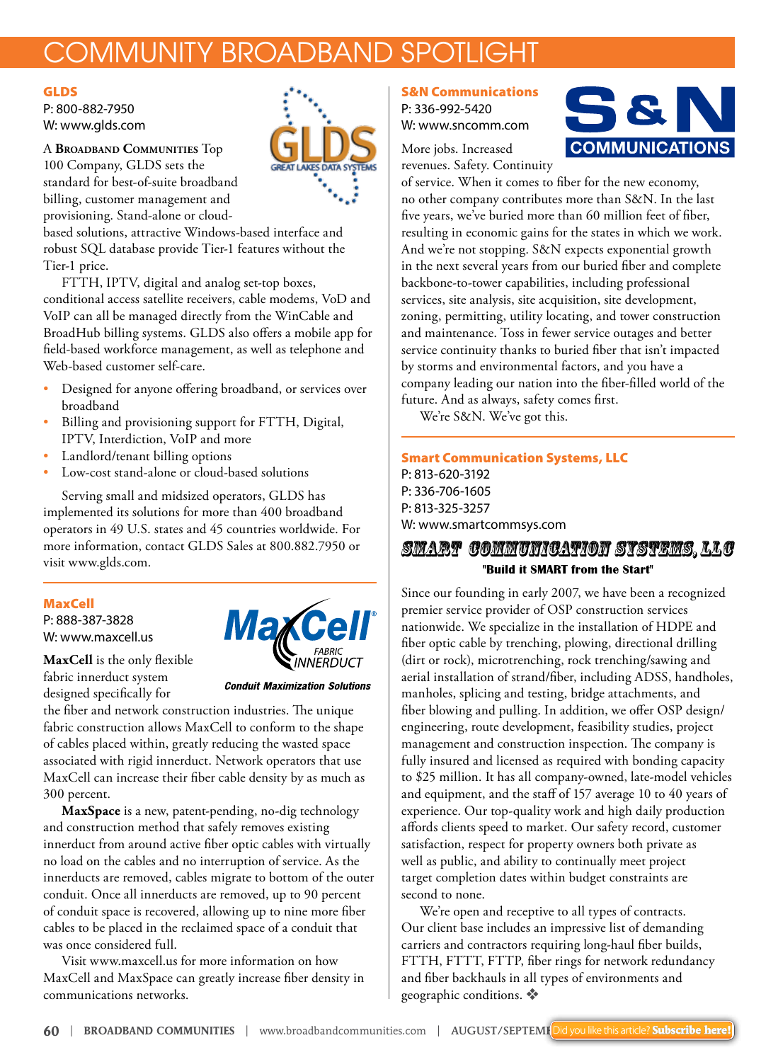# COMMUNITY BROADBAND SPOTLIGHT

## GLDS

P: 800-882-7950
W: www.glds.com

A Broadband Communities Top 100 Company, GLDS sets the standard for best-of-suite broadband billing, customer management and provisioning. Stand-alone or cloud-based solutions, attractive Windows-based interface and robust SQL database provide Tier-1 features without the Tier-1 price.

FTTH, IPTV, digital and analog set-top boxes, conditional access satellite receivers, cable modems, VoD and VoIP can all be managed directly from the WinCable and BroadHub billing systems. GLDS also offers a mobile app for field-based workforce management, as well as telephone and Web-based customer self-care.

- Designed for anyone offering broadband, or services over broadband
- Billing and provisioning support for FTTH, Digital, IPTV, Interdiction, VoIP and more
- Landlord/tenant billing options
- Low-cost stand-alone or cloud-based solutions

Serving small and midsized operators, GLDS has implemented its solutions for more than 400 broadband operators in 49 U.S. states and 45 countries worldwide. For more information, contact GLDS Sales at 800.882.7950 or visit www.glds.com.

## MaxCell

P: 888-387-3828
W: www.maxcell.us

*Conduit Maximization Solutions*

**MaxCell** is the only flexible fabric innerduct system designed specifically for the fiber and network construction industries. The unique fabric construction allows MaxCell to conform to the shape of cables placed within, greatly reducing the wasted space associated with rigid innerduct. Network operators that use MaxCell can increase their fiber cable density by as much as 300 percent.

**MaxSpace** is a new, patent-pending, no-dig technology and construction method that safely removes existing innerduct from around active fiber optic cables with virtually no load on the cables and no interruption of service. As the innerducts are removed, cables migrate to bottom of the outer conduit. Once all innerducts are removed, up to 90 percent of conduit space is recovered, allowing up to nine more fiber cables to be placed in the reclaimed space of a conduit that was once considered full.

Visit www.maxcell.us for more information on how MaxCell and MaxSpace can greatly increase fiber density in communications networks.

## S&N Communications

P: 336-992-5420
W: www.sncomm.com

More jobs. Increased revenues. Safety. Continuity of service. When it comes to fiber for the new economy, no other company contributes more than S&N. In the last five years, we've buried more than 60 million feet of fiber, resulting in economic gains for the states in which we work. And we're not stopping. S&N expects exponential growth in the next several years from our buried fiber and complete backbone-to-tower capabilities, including professional services, site analysis, site acquisition, site development, zoning, permitting, utility locating, and tower construction and maintenance. Toss in fewer service outages and better service continuity thanks to buried fiber that isn't impacted by storms and environmental factors, and you have a company leading our nation into the fiber-filled world of the future. And as always, safety comes first.

We're S&N. We've got this.

## Smart Communication Systems, LLC

P: 813-620-3192
P: 336-706-1605
P: 813-325-3257
W: www.smartcommsys.com

**"Build it SMART from the Start"**

Since our founding in early 2007, we have been a recognized premier service provider of OSP construction services nationwide. We specialize in the installation of HDPE and fiber optic cable by trenching, plowing, directional drilling (dirt or rock), microtrenching, rock trenching/sawing and aerial installation of strand/fiber, including ADSS, handholes, manholes, splicing and testing, bridge attachments, and fiber blowing and pulling. In addition, we offer OSP design/engineering, route development, feasibility studies, project management and construction inspection. The company is fully insured and licensed as required with bonding capacity to $25 million. It has all company-owned, late-model vehicles and equipment, and the staff of 157 average 10 to 40 years of experience. Our top-quality work and high daily production affords clients speed to market. Our safety record, customer satisfaction, respect for property owners both private as well as public, and ability to continually meet project target completion dates within budget constraints are second to none.

We're open and receptive to all types of contracts. Our client base includes an impressive list of demanding carriers and contractors requiring long-haul fiber builds, FTTH, FTTT, FTTP, fiber rings for network redundancy and fiber backhauls in all types of environments and geographic conditions. ❖